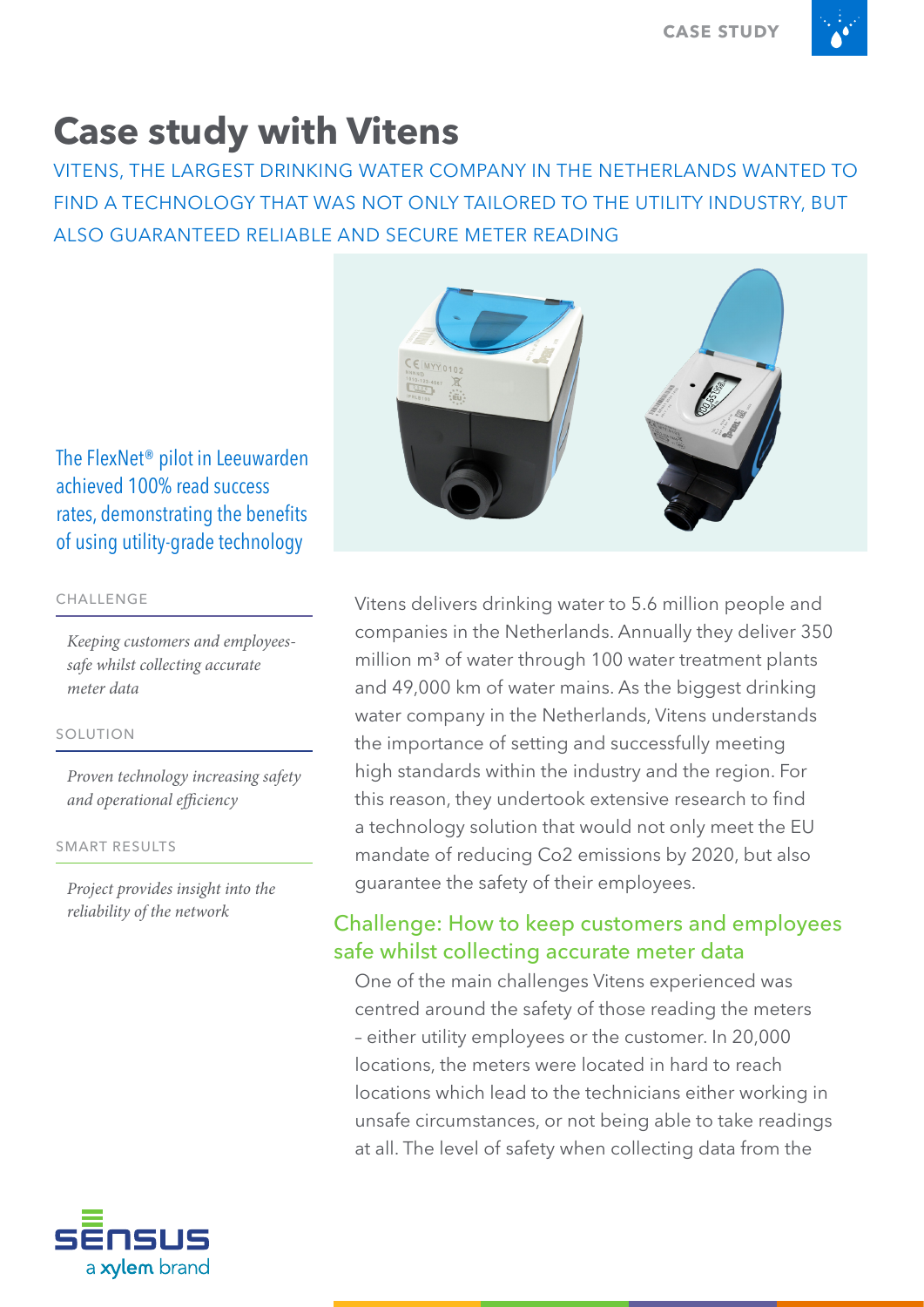# Case study with Vitens

VITENS, THE LARGEST DRINKING WATER COMPANY IN THE NETHERLANDS WANTED TO FIND A TECHNOLOGY THAT WAS NOT ONLY TAILORED TO THE UTILITY INDUSTRY, BUT ALSO GUARANTEED RELIABLE AND SECURE METER READING

The FlexNet® pilot in Leeuwarden achieved 100% read success rates, demonstrating the benefits of using utility-grade technology

CHALLENGE

*Keeping customers and employees-safe whilst collecting accurate meter data*

SOLUTION

*Proven technology increasing safety and operational efficiency*

SMART RESULTS

*Project provides insight into the reliability of the network*

Vitens delivers drinking water to 5.6 million people and companies in the Netherlands. Annually they deliver 350 million m³ of water through 100 water treatment plants and 49,000 km of water mains. As the biggest drinking water company in the Netherlands, Vitens understands the importance of setting and successfully meeting high standards within the industry and the region. For this reason, they undertook extensive research to find a technology solution that would not only meet the EU mandate of reducing Co2 emissions by 2020, but also guarantee the safety of their employees.

## Challenge: How to keep customers and employees safe whilst collecting accurate meter data

One of the main challenges Vitens experienced was centred around the safety of those reading the meters – either utility employees or the customer. In 20,000 locations, the meters were located in hard to reach locations which lead to the technicians either working in unsafe circumstances, or not being able to take readings at all. The level of safety when collecting data from the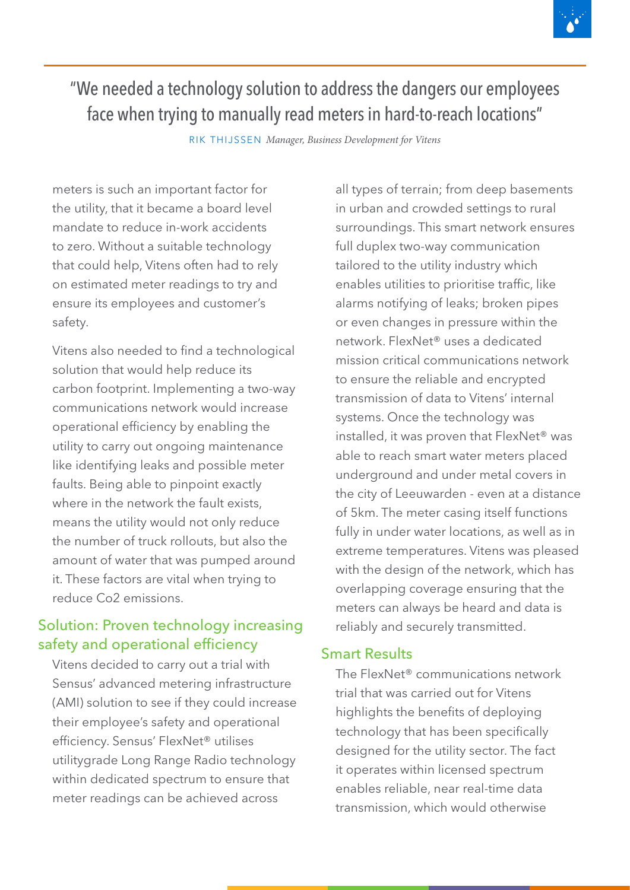> "We needed a technology solution to address the dangers our employees face when trying to manually read meters in hard-to-reach locations"
>
> RIK THIJSSEN *Manager, Business Development for Vitens*

meters is such an important factor for the utility, that it became a board level mandate to reduce in-work accidents to zero. Without a suitable technology that could help, Vitens often had to rely on estimated meter readings to try and ensure its employees and customer's safety.

Vitens also needed to find a technological solution that would help reduce its carbon footprint. Implementing a two-way communications network would increase operational efficiency by enabling the utility to carry out ongoing maintenance like identifying leaks and possible meter faults. Being able to pinpoint exactly where in the network the fault exists, means the utility would not only reduce the number of truck rollouts, but also the amount of water that was pumped around it. These factors are vital when trying to reduce Co2 emissions.

## Solution: Proven technology increasing safety and operational efficiency

Vitens decided to carry out a trial with Sensus' advanced metering infrastructure (AMI) solution to see if they could increase their employee's safety and operational efficiency. Sensus' FlexNet® utilises utilitygrade Long Range Radio technology within dedicated spectrum to ensure that meter readings can be achieved across all types of terrain; from deep basements in urban and crowded settings to rural surroundings. This smart network ensures full duplex two-way communication tailored to the utility industry which enables utilities to prioritise traffic, like alarms notifying of leaks; broken pipes or even changes in pressure within the network. FlexNet® uses a dedicated mission critical communications network to ensure the reliable and encrypted transmission of data to Vitens' internal systems. Once the technology was installed, it was proven that FlexNet® was able to reach smart water meters placed underground and under metal covers in the city of Leeuwarden - even at a distance of 5km. The meter casing itself functions fully in under water locations, as well as in extreme temperatures. Vitens was pleased with the design of the network, which has overlapping coverage ensuring that the meters can always be heard and data is reliably and securely transmitted.

## Smart Results

The FlexNet® communications network trial that was carried out for Vitens highlights the benefits of deploying technology that has been specifically designed for the utility sector. The fact it operates within licensed spectrum enables reliable, near real-time data transmission, which would otherwise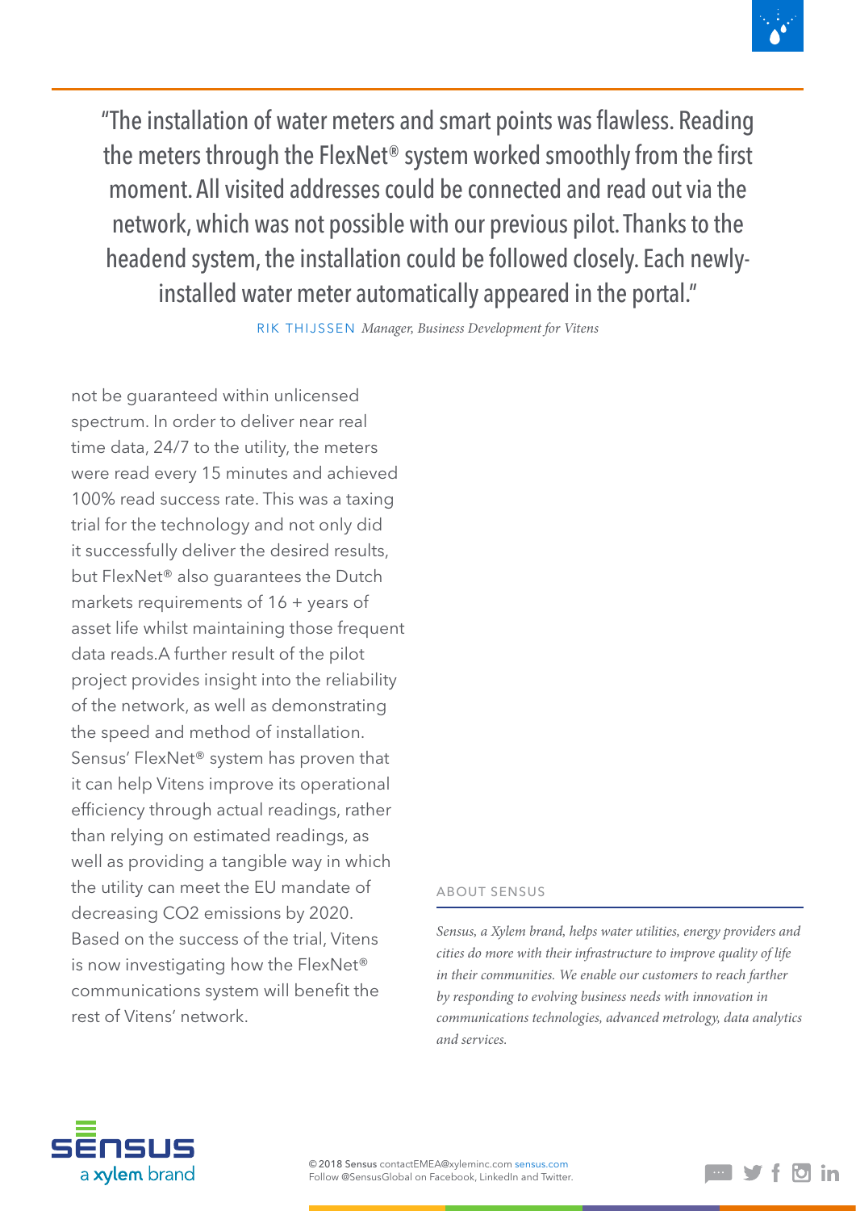> "The installation of water meters and smart points was flawless. Reading the meters through the FlexNet® system worked smoothly from the first moment. All visited addresses could be connected and read out via the network, which was not possible with our previous pilot. Thanks to the headend system, the installation could be followed closely. Each newly-installed water meter automatically appeared in the portal."

RIK THIJSSEN *Manager, Business Development for Vitens*

not be guaranteed within unlicensed spectrum. In order to deliver near real time data, 24/7 to the utility, the meters were read every 15 minutes and achieved 100% read success rate. This was a taxing trial for the technology and not only did it successfully deliver the desired results, but FlexNet® also guarantees the Dutch markets requirements of 16 + years of asset life whilst maintaining those frequent data reads.A further result of the pilot project provides insight into the reliability of the network, as well as demonstrating the speed and method of installation. Sensus' FlexNet® system has proven that it can help Vitens improve its operational efficiency through actual readings, rather than relying on estimated readings, as well as providing a tangible way in which the utility can meet the EU mandate of decreasing CO2 emissions by 2020. Based on the success of the trial, Vitens is now investigating how the FlexNet® communications system will benefit the rest of Vitens' network.

## ABOUT SENSUS

*Sensus, a Xylem brand, helps water utilities, energy providers and cities do more with their infrastructure to improve quality of life in their communities. We enable our customers to reach farther by responding to evolving business needs with innovation in communications technologies, advanced metrology, data analytics and services.*

sensus a xylem brand

© 2018 Sensus contactEMEA@xyleminc.com sensus.com
Follow @SensusGlobal on Facebook, LinkedIn and Twitter.